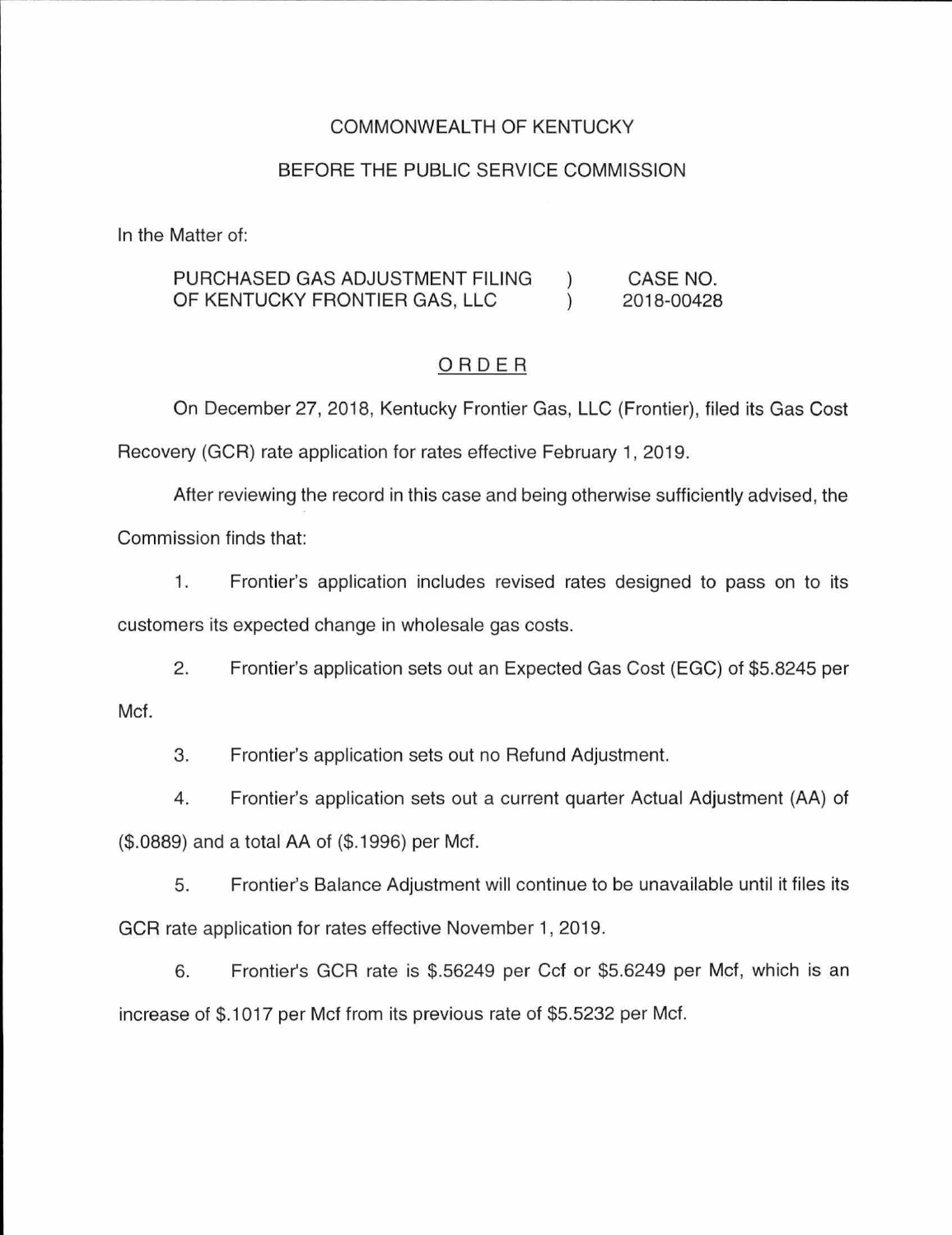COMMONWEALTH OF KENTUCKY

BEFORE THE PUBLIC SERVICE COMMISSION

In the Matter of:

| | | |
|---|---|---|
| PURCHASED GAS ADJUSTMENT FILING OF KENTUCKY FRONTIER GAS, LLC | ) ) | CASE NO. 2018-00428 |

ORDER

On December 27, 2018, Kentucky Frontier Gas, LLC (Frontier), filed its Gas Cost Recovery (GCR) rate application for rates effective February 1, 2019.

After reviewing the record in this case and being otherwise sufficiently advised, the Commission finds that:

1. Frontier's application includes revised rates designed to pass on to its customers its expected change in wholesale gas costs.

2. Frontier's application sets out an Expected Gas Cost (EGC) of $5.8245 per Mcf.

3. Frontier's application sets out no Refund Adjustment.

4. Frontier's application sets out a current quarter Actual Adjustment (AA) of ($.0889) and a total AA of ($.1996) per Mcf.

5. Frontier's Balance Adjustment will continue to be unavailable until it files its GCR rate application for rates effective November 1, 2019.

6. Frontier's GCR rate is $.56249 per Ccf or $5.6249 per Mcf, which is an increase of $.1017 per Mcf from its previous rate of $5.5232 per Mcf.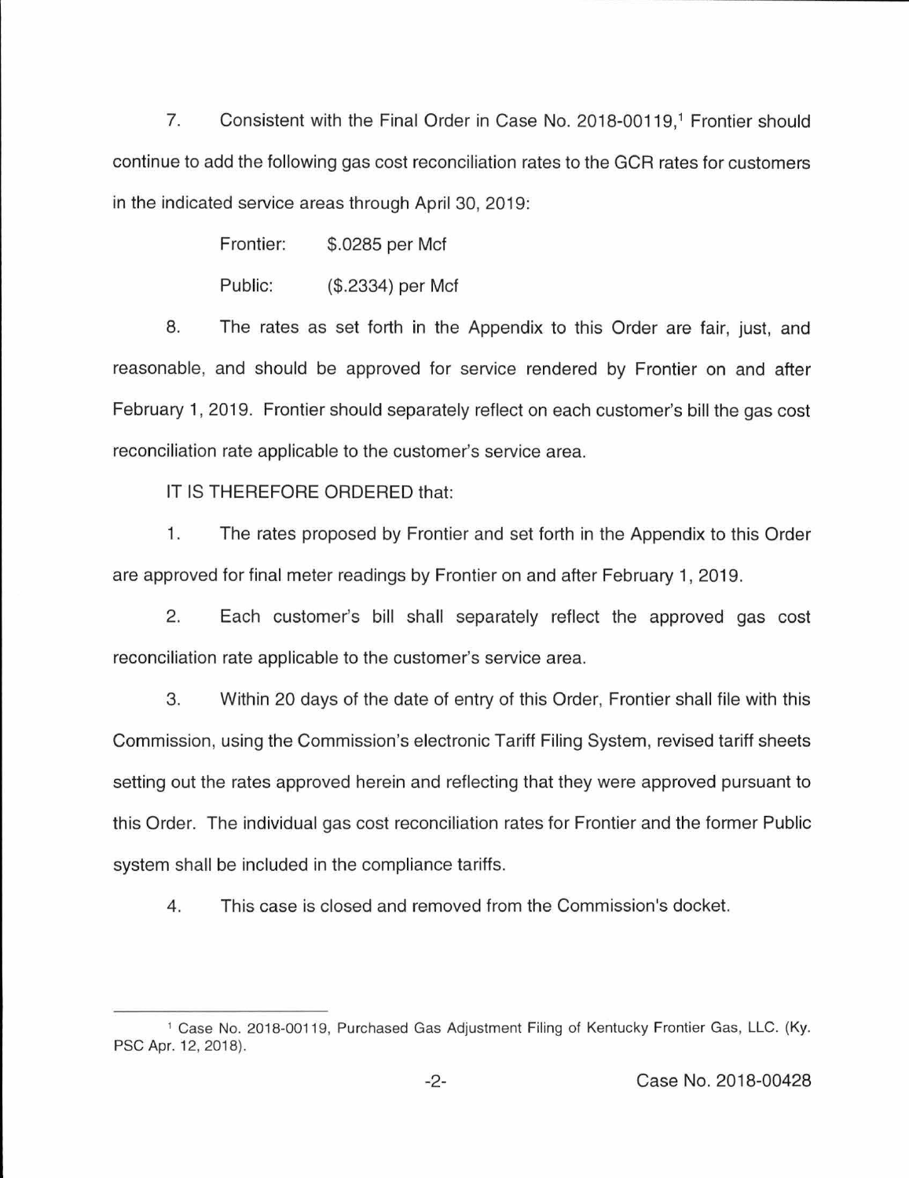7. Consistent with the Final Order in Case No. 2018-00119,[1] Frontier should continue to add the following gas cost reconciliation rates to the GCR rates for customers in the indicated service areas through April 30, 2019:

Frontier: $.0285 per Mcf

Public: ($.2334) per Mcf

8. The rates as set forth in the Appendix to this Order are fair, just, and reasonable, and should be approved for service rendered by Frontier on and after February 1, 2019. Frontier should separately reflect on each customer's bill the gas cost reconciliation rate applicable to the customer's service area.

IT IS THEREFORE ORDERED that:

1. The rates proposed by Frontier and set forth in the Appendix to this Order are approved for final meter readings by Frontier on and after February 1, 2019.

2. Each customer's bill shall separately reflect the approved gas cost reconciliation rate applicable to the customer's service area.

3. Within 20 days of the date of entry of this Order, Frontier shall file with this Commission, using the Commission's electronic Tariff Filing System, revised tariff sheets setting out the rates approved herein and reflecting that they were approved pursuant to this Order. The individual gas cost reconciliation rates for Frontier and the former Public system shall be included in the compliance tariffs.

4. This case is closed and removed from the Commission's docket.

---

[1] Case No. 2018-00119, Purchased Gas Adjustment Filing of Kentucky Frontier Gas, LLC. (Ky. PSC Apr. 12, 2018).

Case No. 2018-00428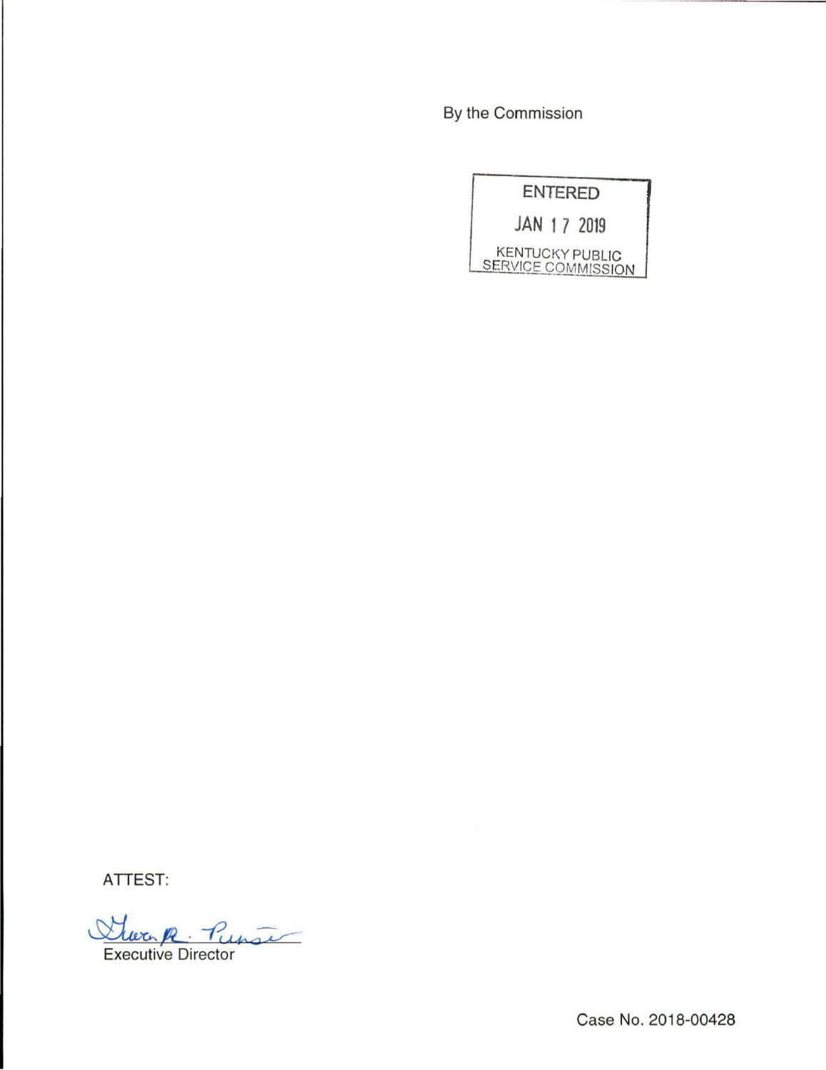By the Commission

ENTERED

JAN 17 2019

KENTUCKY PUBLIC SERVICE COMMISSION

ATTEST:

Executive Director

Case No. 2018-00428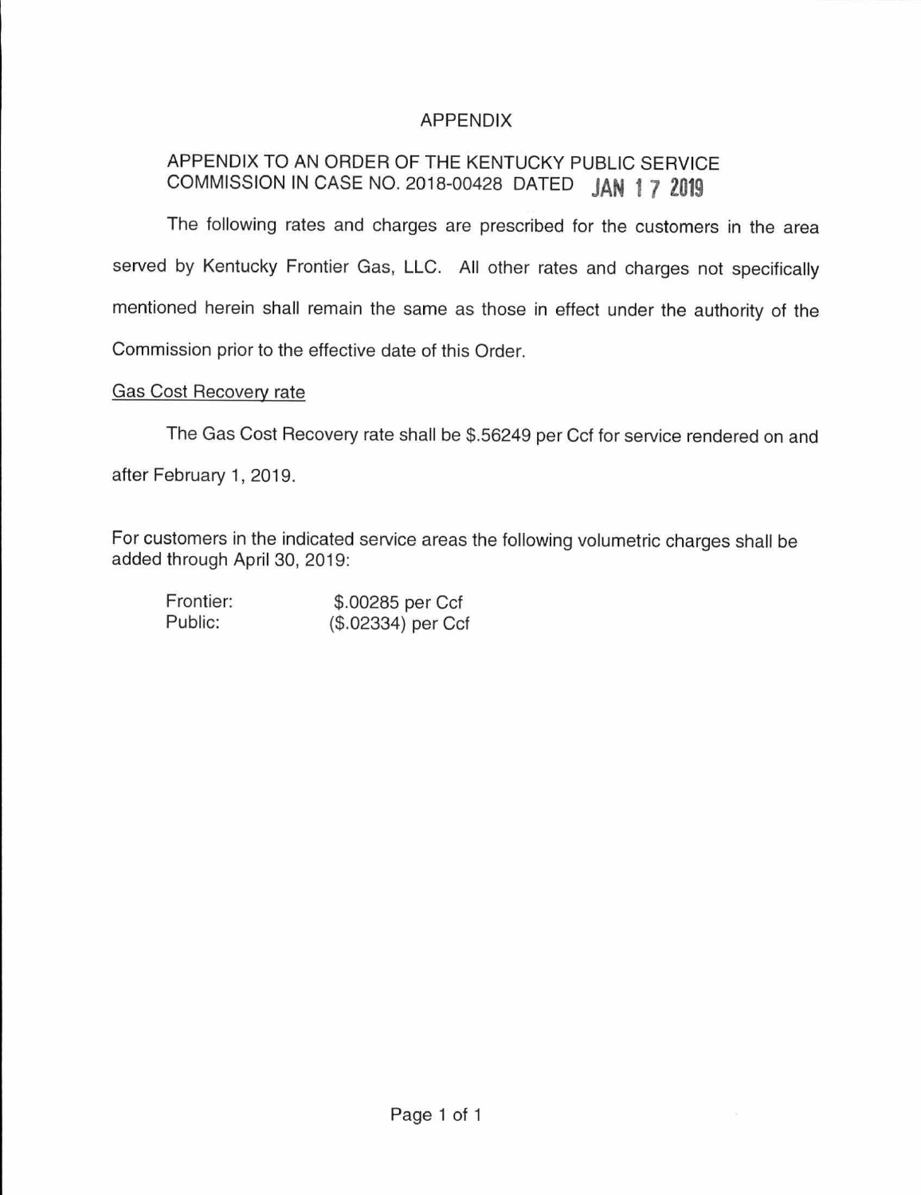# APPENDIX

APPENDIX TO AN ORDER OF THE KENTUCKY PUBLIC SERVICE COMMISSION IN CASE NO. 2018-00428 DATED JAN 17 2019

The following rates and charges are prescribed for the customers in the area served by Kentucky Frontier Gas, LLC. All other rates and charges not specifically mentioned herein shall remain the same as those in effect under the authority of the Commission prior to the effective date of this Order.

Gas Cost Recovery rate

The Gas Cost Recovery rate shall be $.56249 per Ccf for service rendered on and after February 1, 2019.

For customers in the indicated service areas the following volumetric charges shall be added through April 30, 2019:

| | |
|---|---|
| Frontier: | $.00285 per Ccf |
| Public: | ($.02334) per Ccf |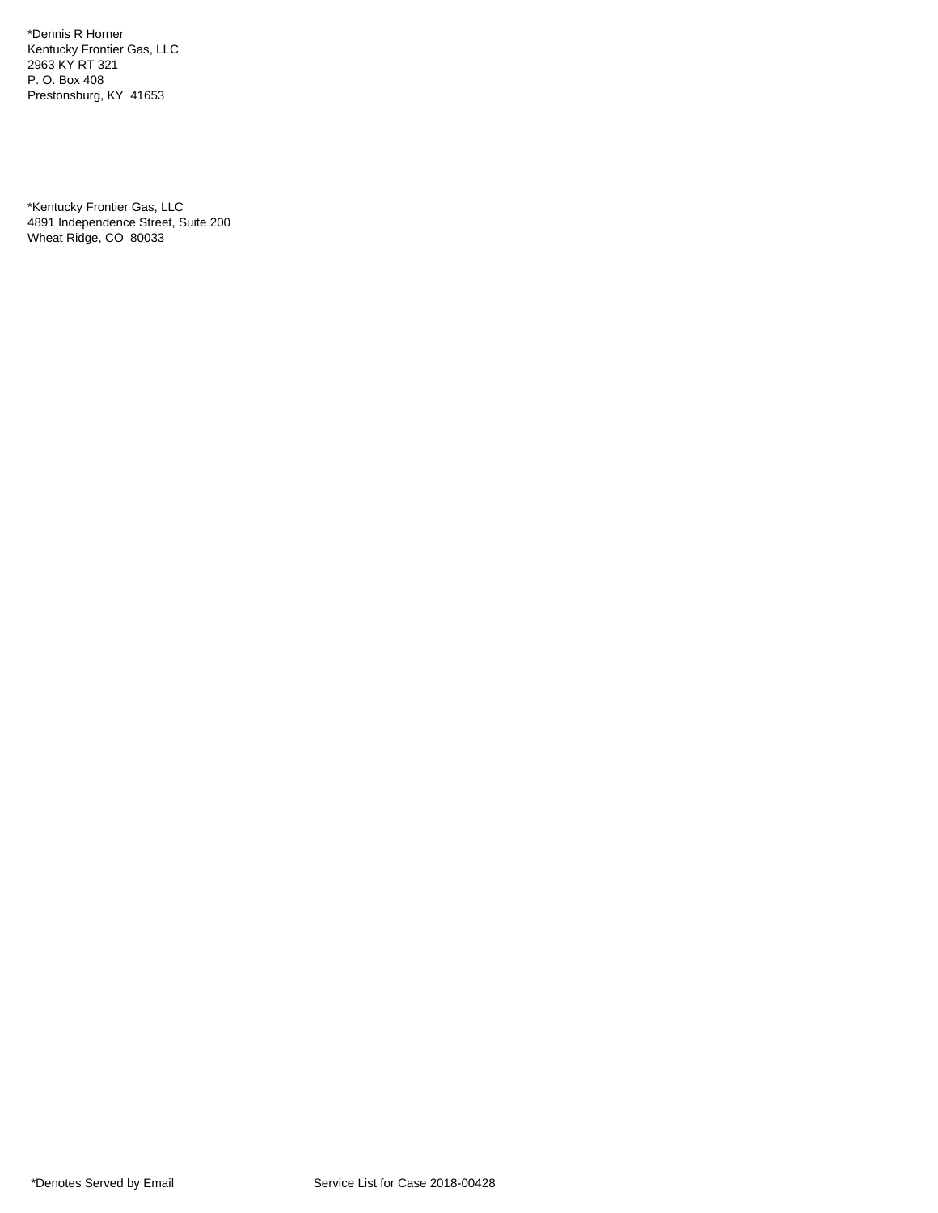*Dennis R Horner
Kentucky Frontier Gas, LLC
2963 KY RT 321
P. O. Box 408
Prestonsburg, KY 41653

*Kentucky Frontier Gas, LLC
4891 Independence Street, Suite 200
Wheat Ridge, CO 80033

*Denotes Served by Email

Service List for Case 2018-00428